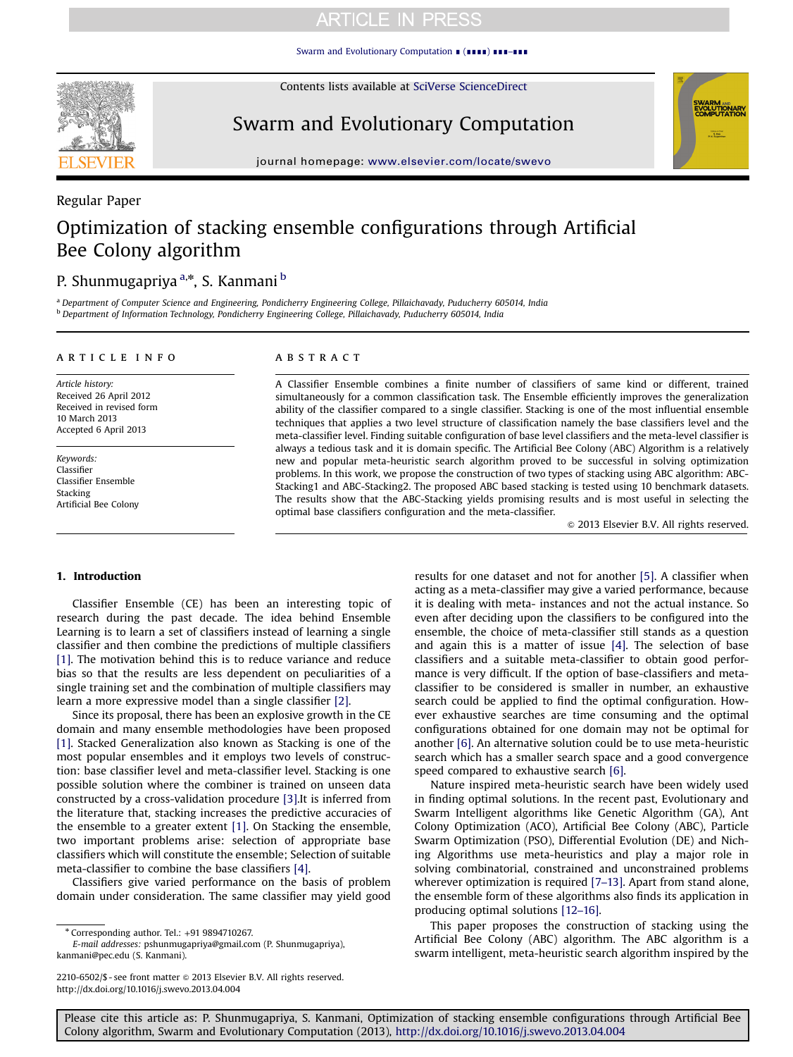Regular Paper

# Optimization of stacking ensemble configurations through Artificial Bee Colony algorithm

P. Shunmugapriya [a],*, S. Kanmani [b]

[a] Department of Computer Science and Engineering, Pondicherry Engineering College, Pillaichavady, Puducherry 605014, India
[b] Department of Information Technology, Pondicherry Engineering College, Pillaichavady, Puducherry 605014, India

**ARTICLE INFO**

*Article history:*
Received 26 April 2012
Received in revised form
10 March 2013
Accepted 6 April 2013

*Keywords:*
Classifier
Classifier Ensemble
Stacking
Artificial Bee Colony

**ABSTRACT**

A Classifier Ensemble combines a finite number of classifiers of same kind or different, trained simultaneously for a common classification task. The Ensemble efficiently improves the generalization ability of the classifier compared to a single classifier. Stacking is one of the most influential ensemble techniques that applies a two level structure of classification namely the base classifiers level and the meta-classifier level. Finding suitable configuration of base level classifiers and the meta-level classifier is always a tedious task and it is domain specific. The Artificial Bee Colony (ABC) Algorithm is a relatively new and popular meta-heuristic search algorithm proved to be successful in solving optimization problems. In this work, we propose the construction of two types of stacking using ABC algorithm: ABC-Stacking1 and ABC-Stacking2. The proposed ABC based stacking is tested using 10 benchmark datasets. The results show that the ABC-Stacking yields promising results and is most useful in selecting the optimal base classifiers configuration and the meta-classifier.

© 2013 Elsevier B.V. All rights reserved.

## 1. Introduction

Classifier Ensemble (CE) has been an interesting topic of research during the past decade. The idea behind Ensemble Learning is to learn a set of classifiers instead of learning a single classifier and then combine the predictions of multiple classifiers [1]. The motivation behind this is to reduce variance and reduce bias so that the results are less dependent on peculiarities of a single training set and the combination of multiple classifiers may learn a more expressive model than a single classifier [2].

Since its proposal, there has been an explosive growth in the CE domain and many ensemble methodologies have been proposed [1]. Stacked Generalization also known as Stacking is one of the most popular ensembles and it employs two levels of construction: base classifier level and meta-classifier level. Stacking is one possible solution where the combiner is trained on unseen data constructed by a cross-validation procedure [3].It is inferred from the literature that, stacking increases the predictive accuracies of the ensemble to a greater extent [1]. On Stacking the ensemble, two important problems arise: selection of appropriate base classifiers which will constitute the ensemble; Selection of suitable meta-classifier to combine the base classifiers [4].

Classifiers give varied performance on the basis of problem domain under consideration. The same classifier may yield good results for one dataset and not for another [5]. A classifier when acting as a meta-classifier may give a varied performance, because it is dealing with meta- instances and not the actual instance. So even after deciding upon the classifiers to be configured into the ensemble, the choice of meta-classifier still stands as a question and again this is a matter of issue [4]. The selection of base classifiers and a suitable meta-classifier to obtain good performance is very difficult. If the option of base-classifiers and meta-classifier to be considered is smaller in number, an exhaustive search could be applied to find the optimal configuration. However exhaustive searches are time consuming and the optimal configurations obtained for one domain may not be optimal for another [6]. An alternative solution could be to use meta-heuristic search which has a smaller search space and a good convergence speed compared to exhaustive search [6].

Nature inspired meta-heuristic search have been widely used in finding optimal solutions. In the recent past, Evolutionary and Swarm Intelligent algorithms like Genetic Algorithm (GA), Ant Colony Optimization (ACO), Artificial Bee Colony (ABC), Particle Swarm Optimization (PSO), Differential Evolution (DE) and Niching Algorithms use meta-heuristics and play a major role in solving combinatorial, constrained and unconstrained problems wherever optimization is required [7–13]. Apart from stand alone, the ensemble form of these algorithms also finds its application in producing optimal solutions [12–16].

This paper proposes the construction of stacking using the Artificial Bee Colony (ABC) algorithm. The ABC algorithm is a swarm intelligent, meta-heuristic search algorithm inspired by the

* Corresponding author. Tel.: +91 9894710267.
*E-mail addresses:* pshunmugapriya@gmail.com (P. Shunmugapriya), kanmani@pec.edu (S. Kanmani).

2210-6502/$ - see front matter © 2013 Elsevier B.V. All rights reserved.
http://dx.doi.org/10.1016/j.swevo.2013.04.004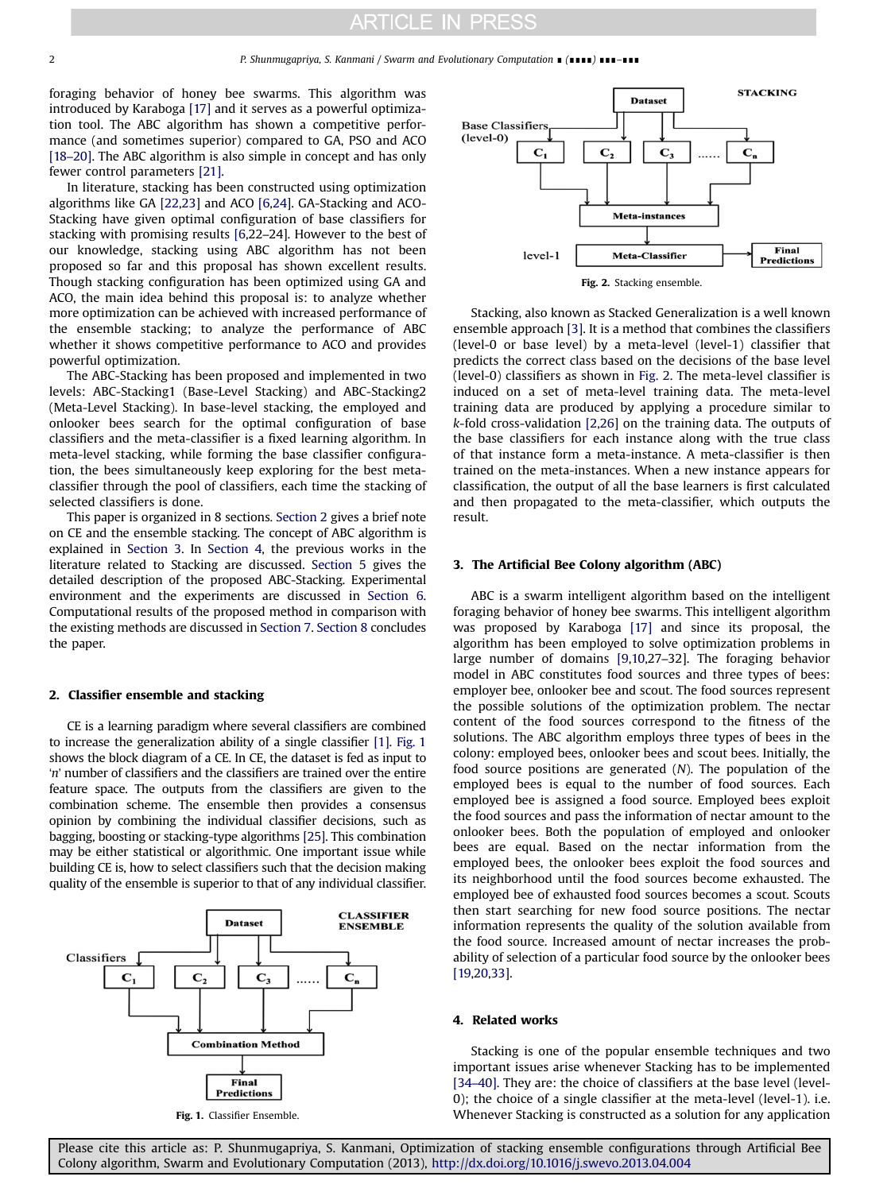foraging behavior of honey bee swarms. This algorithm was introduced by Karaboga [17] and it serves as a powerful optimization tool. The ABC algorithm has shown a competitive performance (and sometimes superior) compared to GA, PSO and ACO [18–20]. The ABC algorithm is also simple in concept and has only fewer control parameters [21].

In literature, stacking has been constructed using optimization algorithms like GA [22,23] and ACO [6,24]. GA-Stacking and ACO-Stacking have given optimal configuration of base classifiers for stacking with promising results [6,22–24]. However to the best of our knowledge, stacking using ABC algorithm has not been proposed so far and this proposal has shown excellent results. Though stacking configuration has been optimized using GA and ACO, the main idea behind this proposal is: to analyze whether more optimization can be achieved with increased performance of the ensemble stacking; to analyze the performance of ABC whether it shows competitive performance to ACO and provides powerful optimization.

The ABC-Stacking has been proposed and implemented in two levels: ABC-Stacking1 (Base-Level Stacking) and ABC-Stacking2 (Meta-Level Stacking). In base-level stacking, the employed and onlooker bees search for the optimal configuration of base classifiers and the meta-classifier is a fixed learning algorithm. In meta-level stacking, while forming the base classifier configuration, the bees simultaneously keep exploring for the best meta-classifier through the pool of classifiers, each time the stacking of selected classifiers is done.

This paper is organized in 8 sections. Section 2 gives a brief note on CE and the ensemble stacking. The concept of ABC algorithm is explained in Section 3. In Section 4, the previous works in the literature related to Stacking are discussed. Section 5 gives the detailed description of the proposed ABC-Stacking. Experimental environment and the experiments are discussed in Section 6. Computational results of the proposed method in comparison with the existing methods are discussed in Section 7. Section 8 concludes the paper.

## 2. Classifier ensemble and stacking

CE is a learning paradigm where several classifiers are combined to increase the generalization ability of a single classifier [1]. Fig. 1 shows the block diagram of a CE. In CE, the dataset is fed as input to '$n$' number of classifiers and the classifiers are trained over the entire feature space. The outputs from the classifiers are given to the combination scheme. The ensemble then provides a consensus opinion by combining the individual classifier decisions, such as bagging, boosting or stacking-type algorithms [25]. This combination may be either statistical or algorithmic. One important issue while building CE is, how to select classifiers such that the decision making quality of the ensemble is superior to that of any individual classifier.

Fig. 1. Classifier Ensemble.

Fig. 2. Stacking ensemble.

Stacking, also known as Stacked Generalization is a well known ensemble approach [3]. It is a method that combines the classifiers (level-0 or base level) by a meta-level (level-1) classifier that predicts the correct class based on the decisions of the base level (level-0) classifiers as shown in Fig. 2. The meta-level classifier is induced on a set of meta-level training data. The meta-level training data are produced by applying a procedure similar to $k$-fold cross-validation [2,26] on the training data. The outputs of the base classifiers for each instance along with the true class of that instance form a meta-instance. A meta-classifier is then trained on the meta-instances. When a new instance appears for classification, the output of all the base learners is first calculated and then propagated to the meta-classifier, which outputs the result.

## 3. The Artificial Bee Colony algorithm (ABC)

ABC is a swarm intelligent algorithm based on the intelligent foraging behavior of honey bee swarms. This intelligent algorithm was proposed by Karaboga [17] and since its proposal, the algorithm has been employed to solve optimization problems in large number of domains [9,10,27–32]. The foraging behavior model in ABC constitutes food sources and three types of bees: employer bee, onlooker bee and scout. The food sources represent the possible solutions of the optimization problem. The nectar content of the food sources correspond to the fitness of the solutions. The ABC algorithm employs three types of bees in the colony: employed bees, onlooker bees and scout bees. Initially, the food source positions are generated ($N$). The population of the employed bees is equal to the number of food sources. Each employed bee is assigned a food source. Employed bees exploit the food sources and pass the information of nectar amount to the onlooker bees. Both the population of employed and onlooker bees are equal. Based on the nectar information from the employed bees, the onlooker bees exploit the food sources and its neighborhood until the food sources become exhausted. The employed bee of exhausted food sources becomes a scout. Scouts then start searching for new food source positions. The nectar information represents the quality of the solution available from the food source. Increased amount of nectar increases the probability of selection of a particular food source by the onlooker bees [19,20,33].

## 4. Related works

Stacking is one of the popular ensemble techniques and two important issues arise whenever Stacking has to be implemented [34–40]. They are: the choice of classifiers at the base level (level-0); the choice of a single classifier at the meta-level (level-1). i.e. Whenever Stacking is constructed as a solution for any application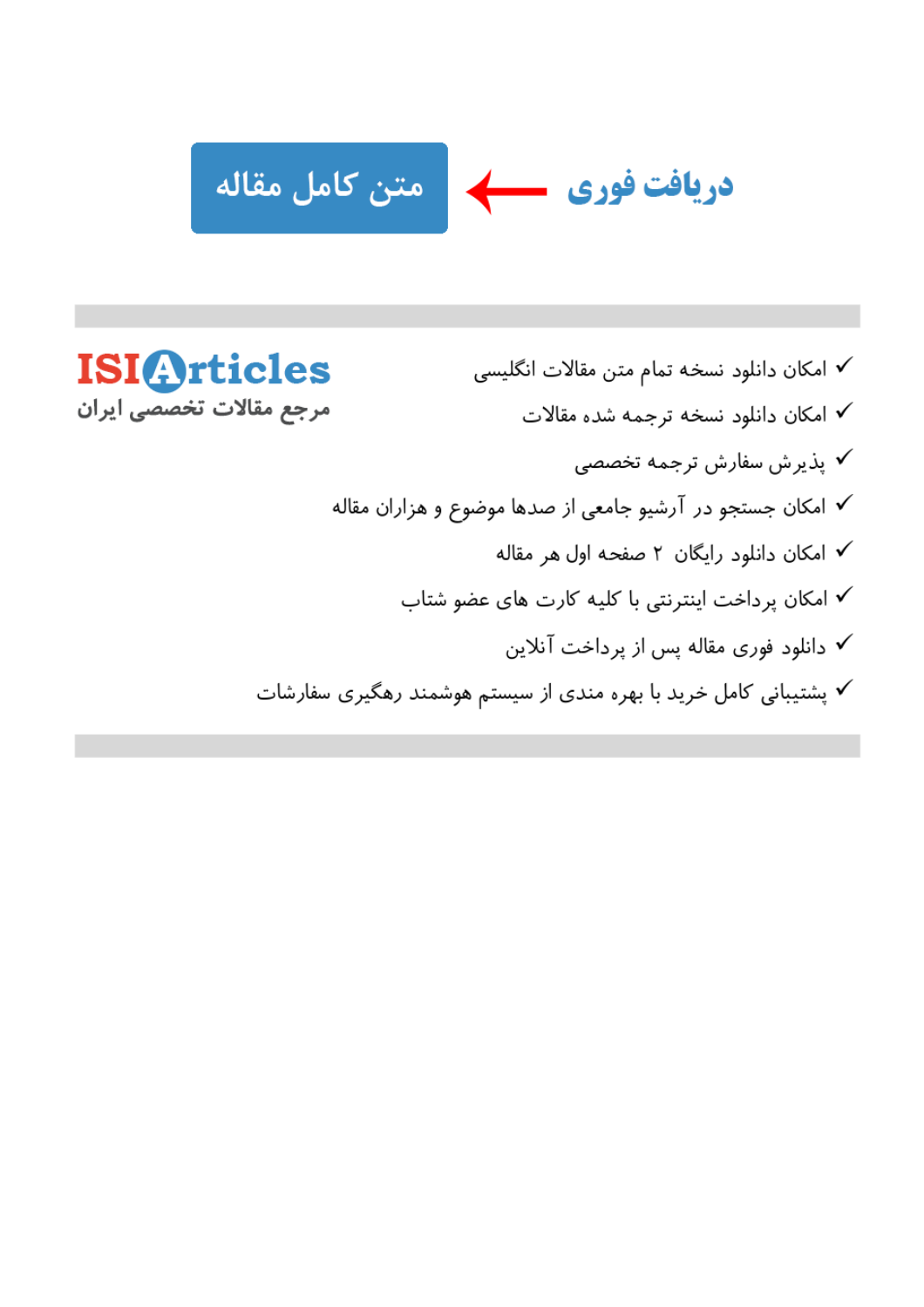دریافت فوری ← متن کامل مقاله

ISIArticles
مرجع مقالات تخصصی ایران

- ✓ امکان دانلود نسخه تمام متن مقالات انگلیسی
- ✓ امکان دانلود نسخه ترجمه شده مقالات
- ✓ پذیرش سفارش ترجمه تخصصی
- ✓ امکان جستجو در آرشیو جامعی از صدها موضوع و هزاران مقاله
- ✓ امکان دانلود رایگان ۲ صفحه اول هر مقاله
- ✓ امکان پرداخت اینترنتی با کلیه کارت های عضو شتاب
- ✓ دانلود فوری مقاله پس از پرداخت آنلاین
- ✓ پشتیبانی کامل خرید با بهره مندی از سیستم هوشمند رهگیری سفارشات